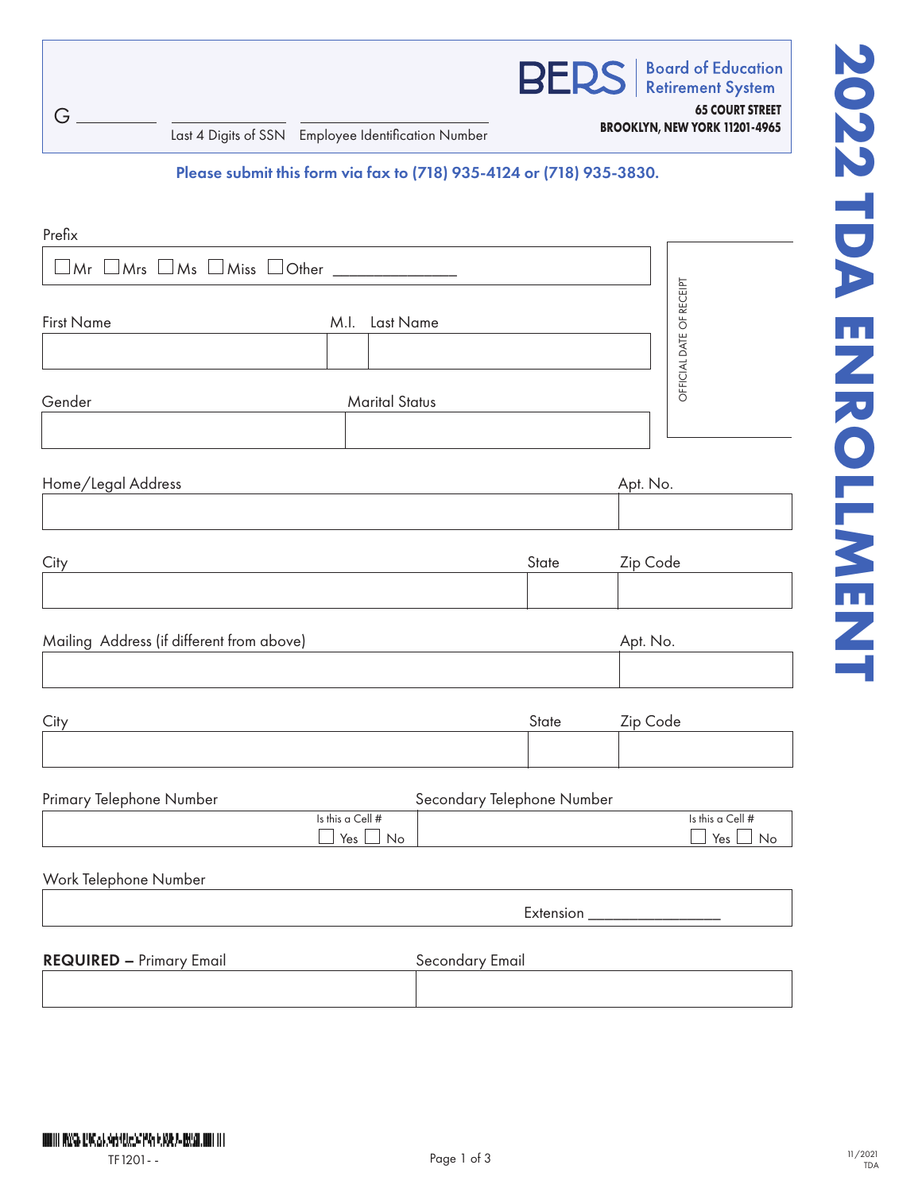# 2022 TDA ENROLLMENT

G __________ ______________ Last 4 Digits of SSN ______________ Employee Identification Number

**BERS** Board of Education Retirement System
**65 COURT STREET**
**BROOKLYN, NEW YORK 11201-4965**

**Please submit this form via fax to (718) 935-4124 or (718) 935-3830.**

OFFICIAL DATE OF RECEIPT

Prefix

☐ Mr ☐ Mrs ☐ Ms ☐ Miss ☐ Other ______________

| First Name | M.I. | Last Name |
|---|---|---|
| | | |

| Gender | Marital Status |
|---|---|
| | |

| Home/Legal Address | Apt. No. |
|---|---|
| | |

| City | State | Zip Code |
|---|---|---|
| | | |

| Mailing Address (if different from above) | Apt. No. |
|---|---|
| | |

| City | State | Zip Code |
|---|---|---|
| | | |

| Primary Telephone Number | Secondary Telephone Number |
|---|---|
| Is this a Cell # ☐ Yes ☐ No | Is this a Cell # ☐ Yes ☐ No |

Work Telephone Number

Extension ______________

| **REQUIRED –** Primary Email | Secondary Email |
|---|---|
| | |

TF1201- -

11/2021 TDA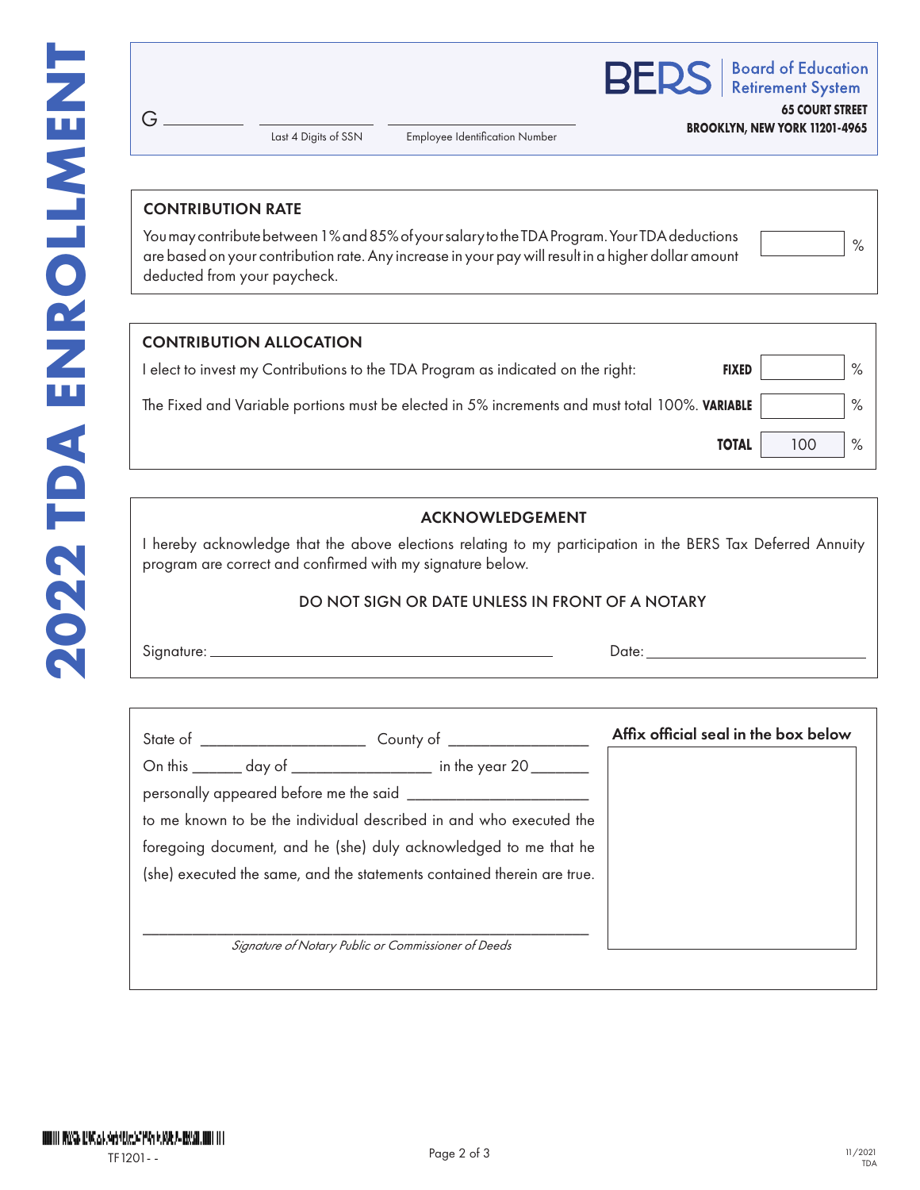# 2022 TDA ENROLLMENT

G ________ ________ ________
Last 4 Digits of SSN — Employee Identification Number

**BERS** Board of Education Retirement System
**65 COURT STREET**
**BROOKLYN, NEW YORK 11201-4965**

## CONTRIBUTION RATE

You may contribute between 1% and 85% of your salary to the TDA Program. Your TDA deductions are based on your contribution rate. Any increase in your pay will result in a higher dollar amount deducted from your paycheck.

______ %

## CONTRIBUTION ALLOCATION

I elect to invest my Contributions to the TDA Program as indicated on the right:

The Fixed and Variable portions must be elected in 5% increments and must total 100%.

| | | |
|---|---|---|
| **FIXED** | | % |
| **VARIABLE** | | % |
| **TOTAL** | 100 | % |

## ACKNOWLEDGEMENT

I hereby acknowledge that the above elections relating to my participation in the BERS Tax Deferred Annuity program are correct and confirmed with my signature below.

DO NOT SIGN OR DATE UNLESS IN FRONT OF A NOTARY

Signature: ______________________________ Date: ____________________

State of ____________________ County of _________________

On this ______ day of _________________ in the year 20 _______

personally appeared before me the said ______________________

to me known to be the individual described in and who executed the foregoing document, and he (she) duly acknowledged to me that he (she) executed the same, and the statements contained therein are true.

______________________________________________

*Signature of Notary Public or Commissioner of Deeds*

**Affix official seal in the box below**

TF1201- -

11/2021
TDA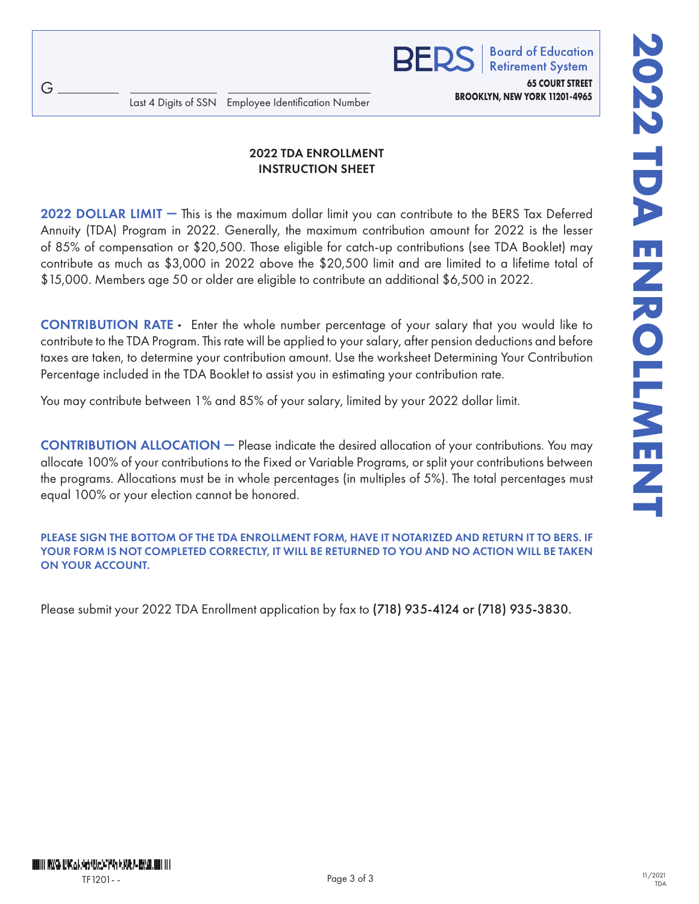G ________ ________________ ________________________

Last 4 Digits of SSN    Employee Identification Number

BERS | Board of Education Retirement System

**65 COURT STREET**
**BROOKLYN, NEW YORK 11201-4965**

**2022 TDA ENROLLMENT**

## 2022 TDA ENROLLMENT INSTRUCTION SHEET

**2022 DOLLAR LIMIT —** This is the maximum dollar limit you can contribute to the BERS Tax Deferred Annuity (TDA) Program in 2022. Generally, the maximum contribution amount for 2022 is the lesser of 85% of compensation or $20,500. Those eligible for catch-up contributions (see TDA Booklet) may contribute as much as $3,000 in 2022 above the $20,500 limit and are limited to a lifetime total of $15,000. Members age 50 or older are eligible to contribute an additional $6,500 in 2022.

**CONTRIBUTION RATE -** Enter the whole number percentage of your salary that you would like to contribute to the TDA Program. This rate will be applied to your salary, after pension deductions and before taxes are taken, to determine your contribution amount. Use the worksheet Determining Your Contribution Percentage included in the TDA Booklet to assist you in estimating your contribution rate.

You may contribute between 1% and 85% of your salary, limited by your 2022 dollar limit.

**CONTRIBUTION ALLOCATION —** Please indicate the desired allocation of your contributions. You may allocate 100% of your contributions to the Fixed or Variable Programs, or split your contributions between the programs. Allocations must be in whole percentages (in multiples of 5%). The total percentages must equal 100% or your election cannot be honored.

**PLEASE SIGN THE BOTTOM OF THE TDA ENROLLMENT FORM, HAVE IT NOTARIZED AND RETURN IT TO BERS. IF YOUR FORM IS NOT COMPLETED CORRECTLY, IT WILL BE RETURNED TO YOU AND NO ACTION WILL BE TAKEN ON YOUR ACCOUNT.**

Please submit your 2022 TDA Enrollment application by fax to (718) 935-4124 or (718) 935-3830.

TF1201- -

11/2021
TDA